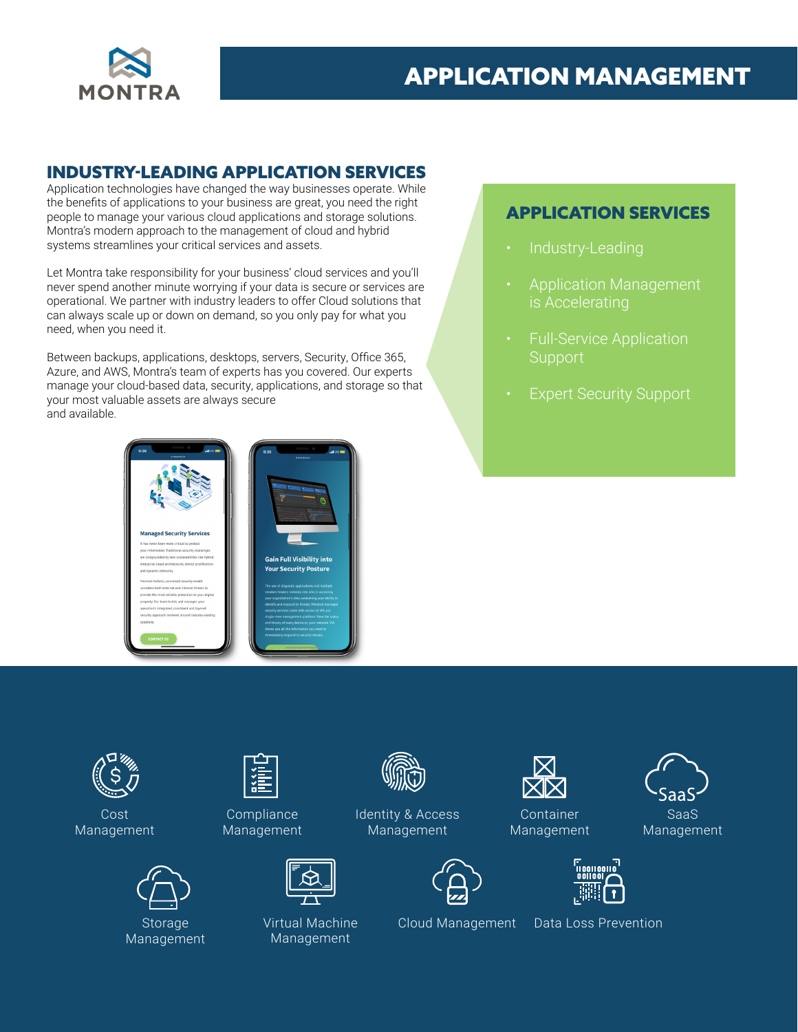# APPLICATION MANAGEMENT

## INDUSTRY-LEADING APPLICATION SERVICES

Application technologies have changed the way businesses operate. While the benefits of applications to your business are great, you need the right people to manage your various cloud applications and storage solutions. Montra's modern approach to the management of cloud and hybrid systems streamlines your critical services and assets.

Let Montra take responsibility for your business' cloud services and you'll never spend another minute worrying if your data is secure or services are operational. We partner with industry leaders to offer Cloud solutions that can always scale up or down on demand, so you only pay for what you need, when you need it.

Between backups, applications, desktops, servers, Security, Office 365, Azure, and AWS, Montra's team of experts has you covered. Our experts manage your cloud-based data, security, applications, and storage so that your most valuable assets are always secure and available.

## APPLICATION SERVICES

- Industry-Leading
- Application Management is Accelerating
- Full-Service Application Support
- Expert Security Support

Cost Management

Compliance Management

Identity & Access Management

Container Management

SaaS Management

Storage Management

Virtual Machine Management

Cloud Management

Data Loss Prevention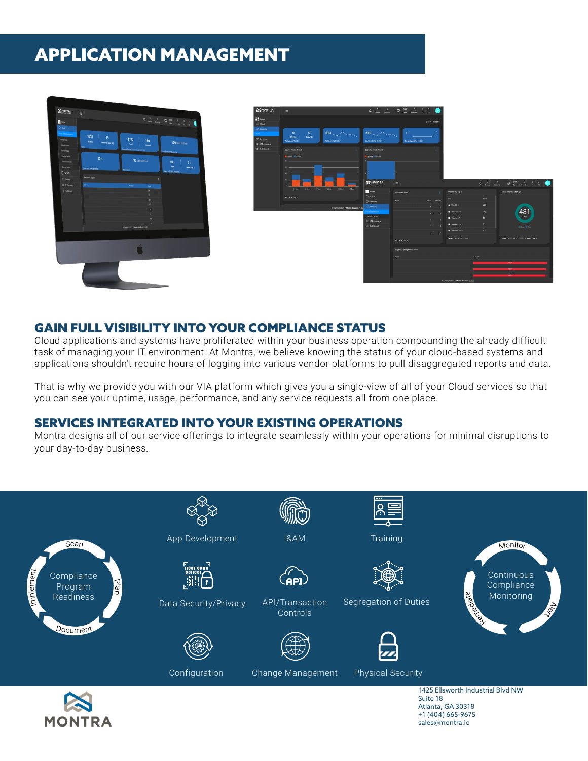# APPLICATION MANAGEMENT

## GAIN FULL VISIBILITY INTO YOUR COMPLIANCE STATUS

Cloud applications and systems have proliferated within your business operation compounding the already difficult task of managing your IT environment. At Montra, we believe knowing the status of your cloud-based systems and applications shouldn't require hours of logging into various vendor platforms to pull disaggregated reports and data.

That is why we provide you with our VIA platform which gives you a single-view of all of your Cloud services so that you can see your uptime, usage, performance, and any service requests all from one place.

## SERVICES INTEGRATED INTO YOUR EXISTING OPERATIONS

Montra designs all of our service offerings to integrate seamlessly within your operations for minimal disruptions to your day-to-day business.

Compliance Program Readiness

Scan

Plan

Document

Implement

App Development

I&AM

Training

Data Security/Privacy

API/Transaction Controls

Segregation of Duties

Configuration

Change Management

Physical Security

Continuous Compliance Monitoring

Monitor

Alert

Remediate

MONTRA

1425 Ellsworth Industrial Blvd NW
Suite 18
Atlanta, GA 30318
+1 (404) 665-9675
sales@montra.io